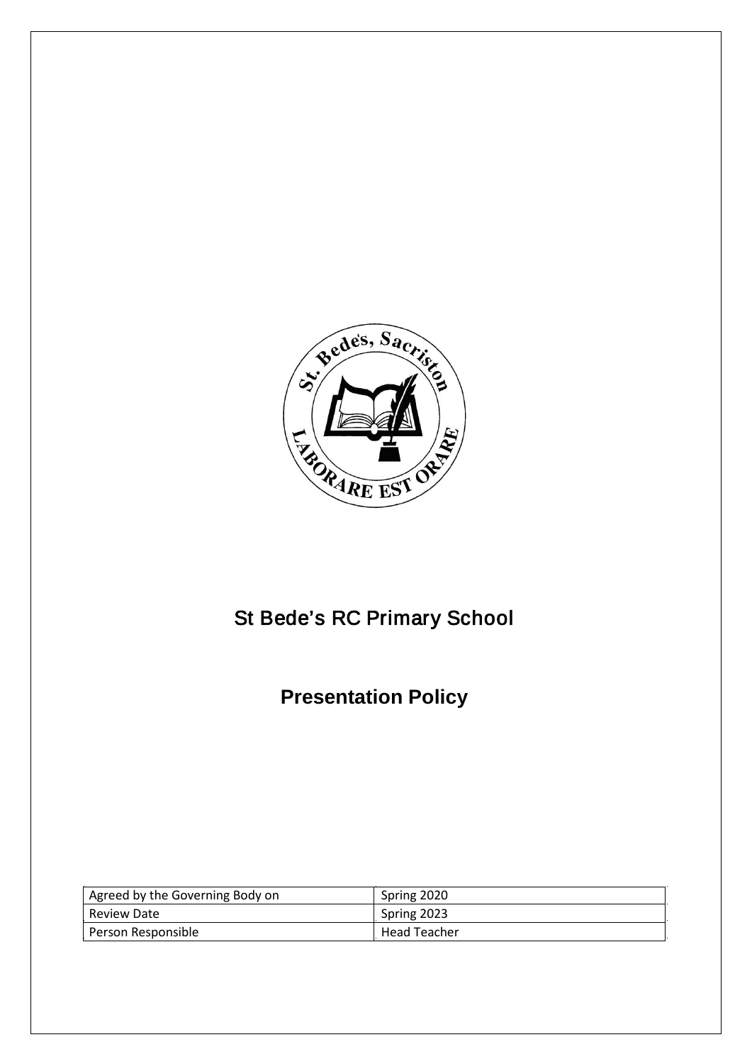# St Bede's RC Primary School

## Presentation Policy

| Agreed by the Governing Body on | Spring 2020 |
| --- | --- |
| Review Date | Spring 2023 |
| Person Responsible | Head Teacher |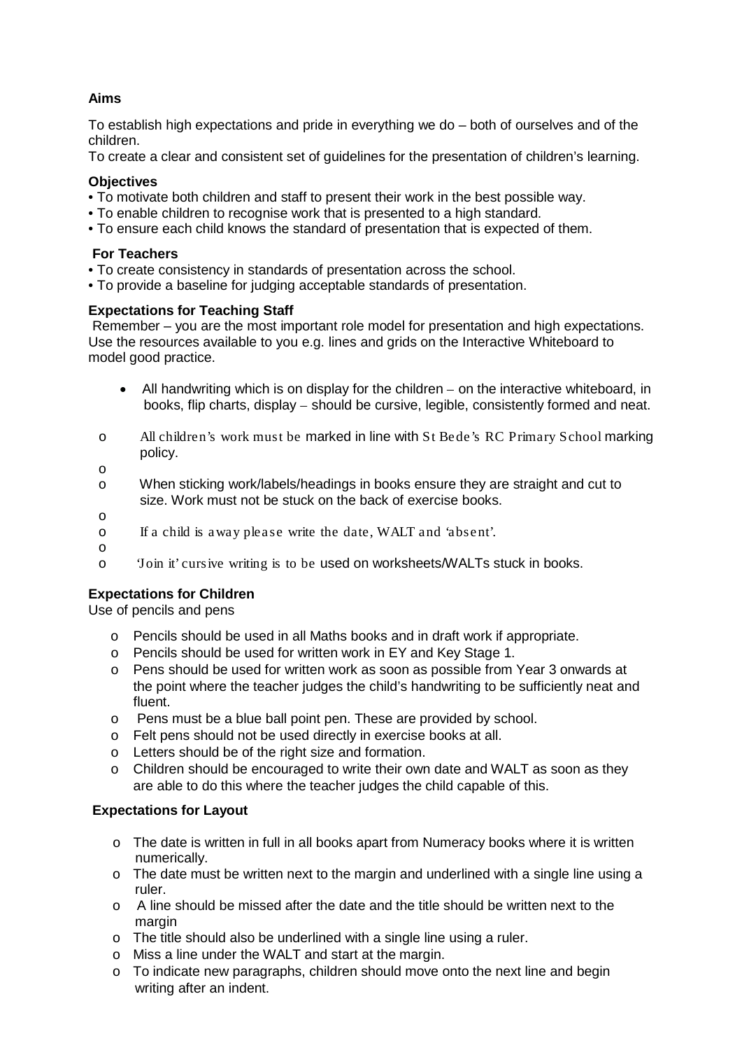**Aims**

To establish high expectations and pride in everything we do – both of ourselves and of the children.
To create a clear and consistent set of guidelines for the presentation of children's learning.

**Objectives**

- To motivate both children and staff to present their work in the best possible way.
- To enable children to recognise work that is presented to a high standard.
- To ensure each child knows the standard of presentation that is expected of them.

**For Teachers**

- To create consistency in standards of presentation across the school.
- To provide a baseline for judging acceptable standards of presentation.

**Expectations for Teaching Staff**

Remember – you are the most important role model for presentation and high expectations. Use the resources available to you e.g. lines and grids on the Interactive Whiteboard to model good practice.

- All handwriting which is on display for the children – on the interactive whiteboard, in books, flip charts, display – should be cursive, legible, consistently formed and neat.

- All children's work must be marked in line with St Bede's RC Primary School marking policy.
- When sticking work/labels/headings in books ensure they are straight and cut to size. Work must not be stuck on the back of exercise books.
- If a child is away please write the date, WALT and 'absent'.
- 'Join it' cursive writing is to be used on worksheets/WALTs stuck in books.

**Expectations for Children**

Use of pencils and pens

- Pencils should be used in all Maths books and in draft work if appropriate.
- Pencils should be used for written work in EY and Key Stage 1.
- Pens should be used for written work as soon as possible from Year 3 onwards at the point where the teacher judges the child's handwriting to be sufficiently neat and fluent.
- Pens must be a blue ball point pen. These are provided by school.
- Felt pens should not be used directly in exercise books at all.
- Letters should be of the right size and formation.
- Children should be encouraged to write their own date and WALT as soon as they are able to do this where the teacher judges the child capable of this.

**Expectations for Layout**

- The date is written in full in all books apart from Numeracy books where it is written numerically.
- The date must be written next to the margin and underlined with a single line using a ruler.
- A line should be missed after the date and the title should be written next to the margin
- The title should also be underlined with a single line using a ruler.
- Miss a line under the WALT and start at the margin.
- To indicate new paragraphs, children should move onto the next line and begin writing after an indent.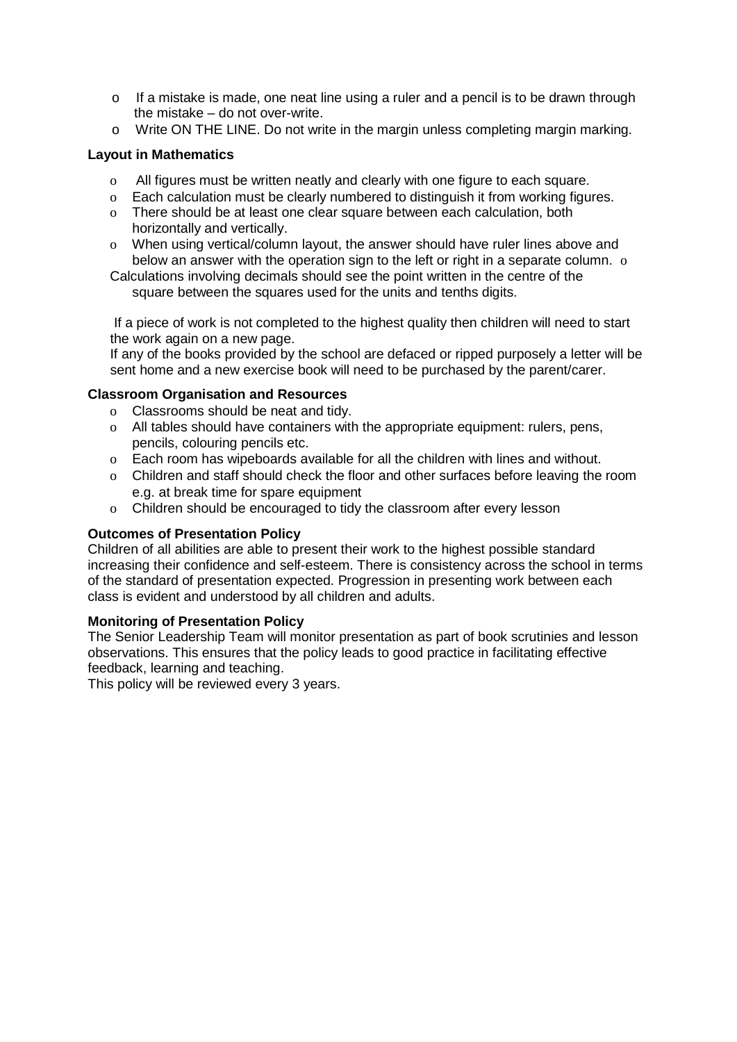- If a mistake is made, one neat line using a ruler and a pencil is to be drawn through the mistake – do not over-write.
- Write ON THE LINE. Do not write in the margin unless completing margin marking.

**Layout in Mathematics**

- All figures must be written neatly and clearly with one figure to each square.
- Each calculation must be clearly numbered to distinguish it from working figures.
- There should be at least one clear square between each calculation, both horizontally and vertically.
- When using vertical/column layout, the answer should have ruler lines above and below an answer with the operation sign to the left or right in a separate column.
- Calculations involving decimals should see the point written in the centre of the square between the squares used for the units and tenths digits.

If a piece of work is not completed to the highest quality then children will need to start the work again on a new page.

If any of the books provided by the school are defaced or ripped purposely a letter will be sent home and a new exercise book will need to be purchased by the parent/carer.

**Classroom Organisation and Resources**

- Classrooms should be neat and tidy.
- All tables should have containers with the appropriate equipment: rulers, pens, pencils, colouring pencils etc.
- Each room has wipeboards available for all the children with lines and without.
- Children and staff should check the floor and other surfaces before leaving the room e.g. at break time for spare equipment
- Children should be encouraged to tidy the classroom after every lesson

**Outcomes of Presentation Policy**

Children of all abilities are able to present their work to the highest possible standard increasing their confidence and self-esteem. There is consistency across the school in terms of the standard of presentation expected. Progression in presenting work between each class is evident and understood by all children and adults.

**Monitoring of Presentation Policy**

The Senior Leadership Team will monitor presentation as part of book scrutinies and lesson observations. This ensures that the policy leads to good practice in facilitating effective feedback, learning and teaching.

This policy will be reviewed every 3 years.